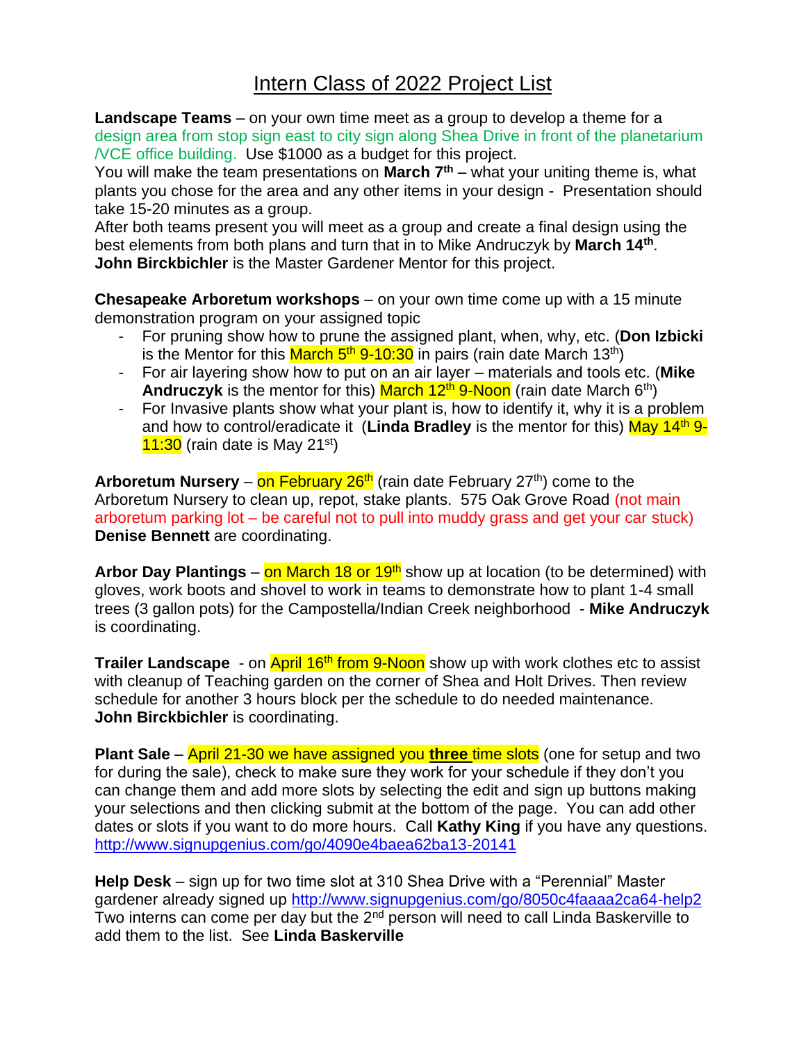# Intern Class of 2022 Project List

**Landscape Teams** – on your own time meet as a group to develop a theme for a design area from stop sign east to city sign along Shea Drive in front of the planetarium /VCE office building. Use $1000 as a budget for this project.
You will make the team presentations on **March 7th** – what your uniting theme is, what plants you chose for the area and any other items in your design - Presentation should take 15-20 minutes as a group.
After both teams present you will meet as a group and create a final design using the best elements from both plans and turn that in to Mike Andruczyk by **March 14th**.
**John Birckbichler** is the Master Gardener Mentor for this project.

**Chesapeake Arboretum workshops** – on your own time come up with a 15 minute demonstration program on your assigned topic

- For pruning show how to prune the assigned plant, when, why, etc. (**Don Izbicki** is the Mentor for this March 5th 9-10:30 in pairs (rain date March 13th)
- For air layering show how to put on an air layer – materials and tools etc. (**Mike Andruczyk** is the mentor for this) March 12th 9-Noon (rain date March 6th)
- For Invasive plants show what your plant is, how to identify it, why it is a problem and how to control/eradicate it (**Linda Bradley** is the mentor for this) May 14th 9-11:30 (rain date is May 21st)

**Arboretum Nursery** – on February 26th (rain date February 27th) come to the Arboretum Nursery to clean up, repot, stake plants. 575 Oak Grove Road (not main arboretum parking lot – be careful not to pull into muddy grass and get your car stuck) **Denise Bennett** are coordinating.

**Arbor Day Plantings** – on March 18 or 19th show up at location (to be determined) with gloves, work boots and shovel to work in teams to demonstrate how to plant 1-4 small trees (3 gallon pots) for the Campostella/Indian Creek neighborhood - **Mike Andruczyk** is coordinating.

**Trailer Landscape** - on April 16th from 9-Noon show up with work clothes etc to assist with cleanup of Teaching garden on the corner of Shea and Holt Drives. Then review schedule for another 3 hours block per the schedule to do needed maintenance.
**John Birckbichler** is coordinating.

**Plant Sale** – April 21-30 we have assigned you **three** time slots (one for setup and two for during the sale), check to make sure they work for your schedule if they don't you can change them and add more slots by selecting the edit and sign up buttons making your selections and then clicking submit at the bottom of the page. You can add other dates or slots if you want to do more hours. Call **Kathy King** if you have any questions.
http://www.signupgenius.com/go/4090e4baea62ba13-20141

**Help Desk** – sign up for two time slot at 310 Shea Drive with a "Perennial" Master gardener already signed up http://www.signupgenius.com/go/8050c4faaaa2ca64-help2
Two interns can come per day but the 2nd person will need to call Linda Baskerville to add them to the list. See **Linda Baskerville**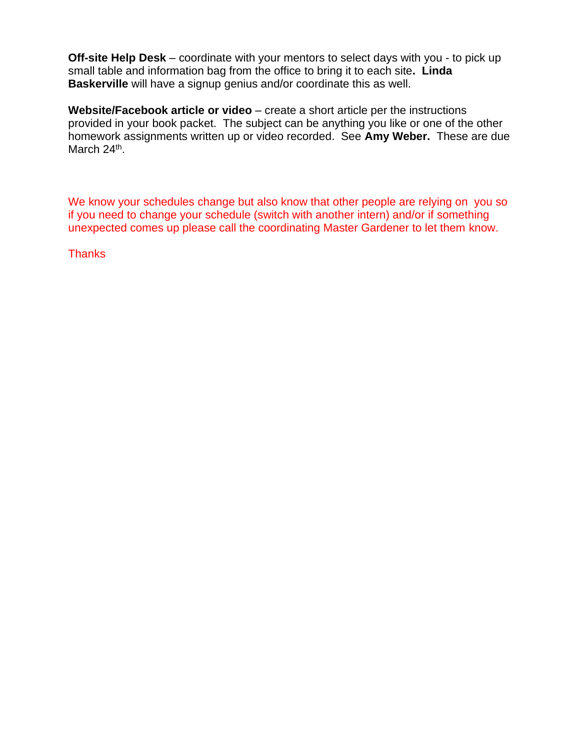**Off-site Help Desk** – coordinate with your mentors to select days with you - to pick up small table and information bag from the office to bring it to each site**. Linda Baskerville** will have a signup genius and/or coordinate this as well.

**Website/Facebook article or video** – create a short article per the instructions provided in your book packet. The subject can be anything you like or one of the other homework assignments written up or video recorded. See **Amy Weber.** These are due March 24th.

We know your schedules change but also know that other people are relying on you so if you need to change your schedule (switch with another intern) and/or if something unexpected comes up please call the coordinating Master Gardener to let them know.

Thanks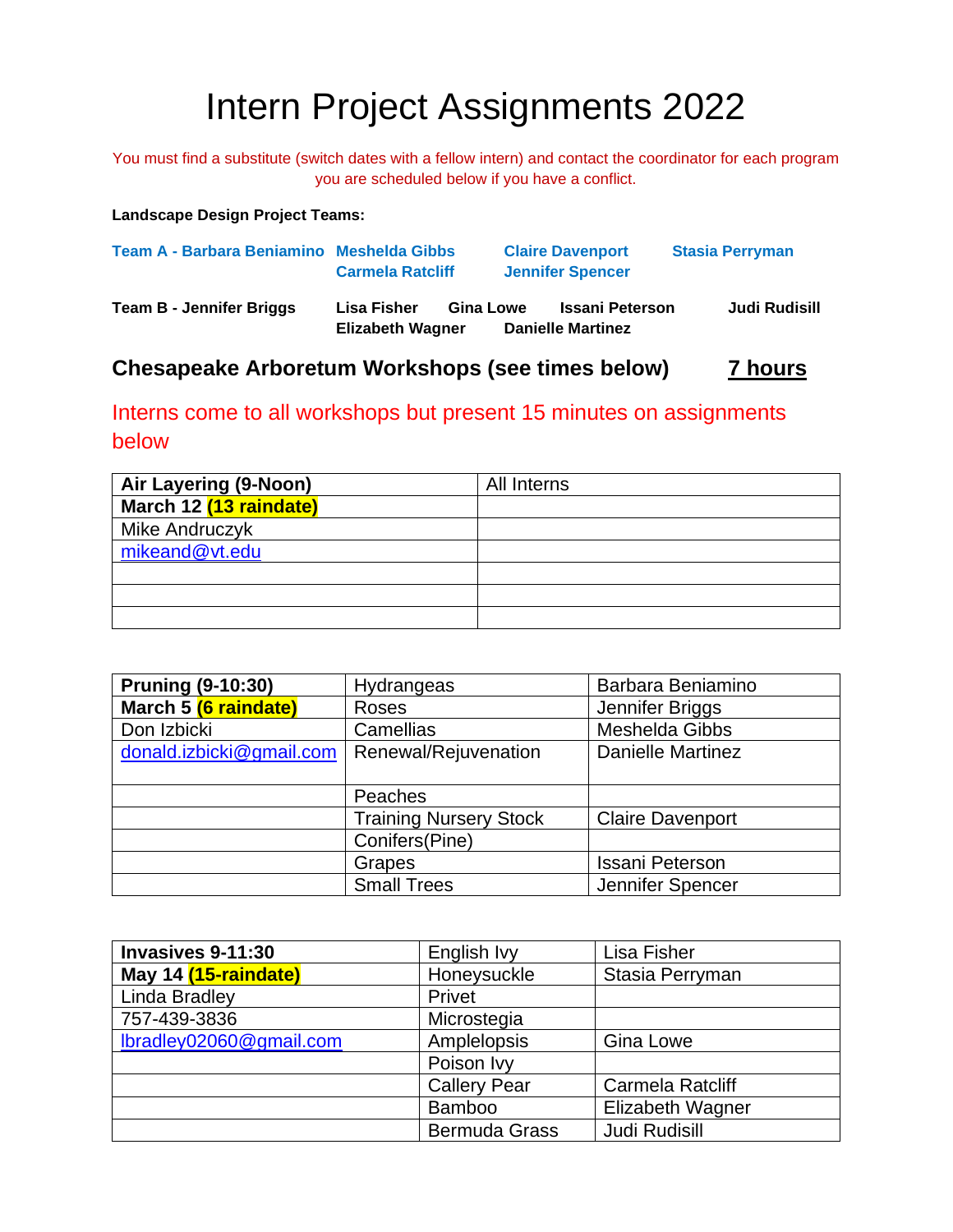# Intern Project Assignments 2022

You must find a substitute (switch dates with a fellow intern) and contact the coordinator for each program you are scheduled below if you have a conflict.

**Landscape Design Project Teams:**

**Team A - Barbara Beniamino** **Meshelda Gibbs** **Claire Davenport** **Stasia Perryman** **Carmela Ratcliff** **Jennifer Spencer**

**Team B - Jennifer Briggs** **Lisa Fisher** **Gina Lowe** **Issani Peterson** **Judi Rudisill** **Elizabeth Wagner** **Danielle Martinez**

## Chesapeake Arboretum Workshops (see times below) 7 hours

Interns come to all workshops but present 15 minutes on assignments below

| **Air Layering (9-Noon)** | All Interns |
|---|---|
| **March 12 (13 raindate)** | |
| Mike Andruczyk | |
| mikeand@vt.edu | |
| | |
| | |
| | |

| **Pruning (9-10:30)** | Hydrangeas | Barbara Beniamino |
|---|---|---|
| **March 5 (6 raindate)** | Roses | Jennifer Briggs |
| Don Izbicki | Camellias | Meshelda Gibbs |
| donald.izbicki@gmail.com | Renewal/Rejuvenation | Danielle Martinez |
| | Peaches | |
| | Training Nursery Stock | Claire Davenport |
| | Conifers(Pine) | |
| | Grapes | Issani Peterson |
| | Small Trees | Jennifer Spencer |

| **Invasives 9-11:30** | English Ivy | Lisa Fisher |
|---|---|---|
| **May 14 (15-raindate)** | Honeysuckle | Stasia Perryman |
| Linda Bradley | Privet | |
| 757-439-3836 | Microstegia | |
| lbradley02060@gmail.com | Amplelopsis | Gina Lowe |
| | Poison Ivy | |
| | Callery Pear | Carmela Ratcliff |
| | Bamboo | Elizabeth Wagner |
| | Bermuda Grass | Judi Rudisill |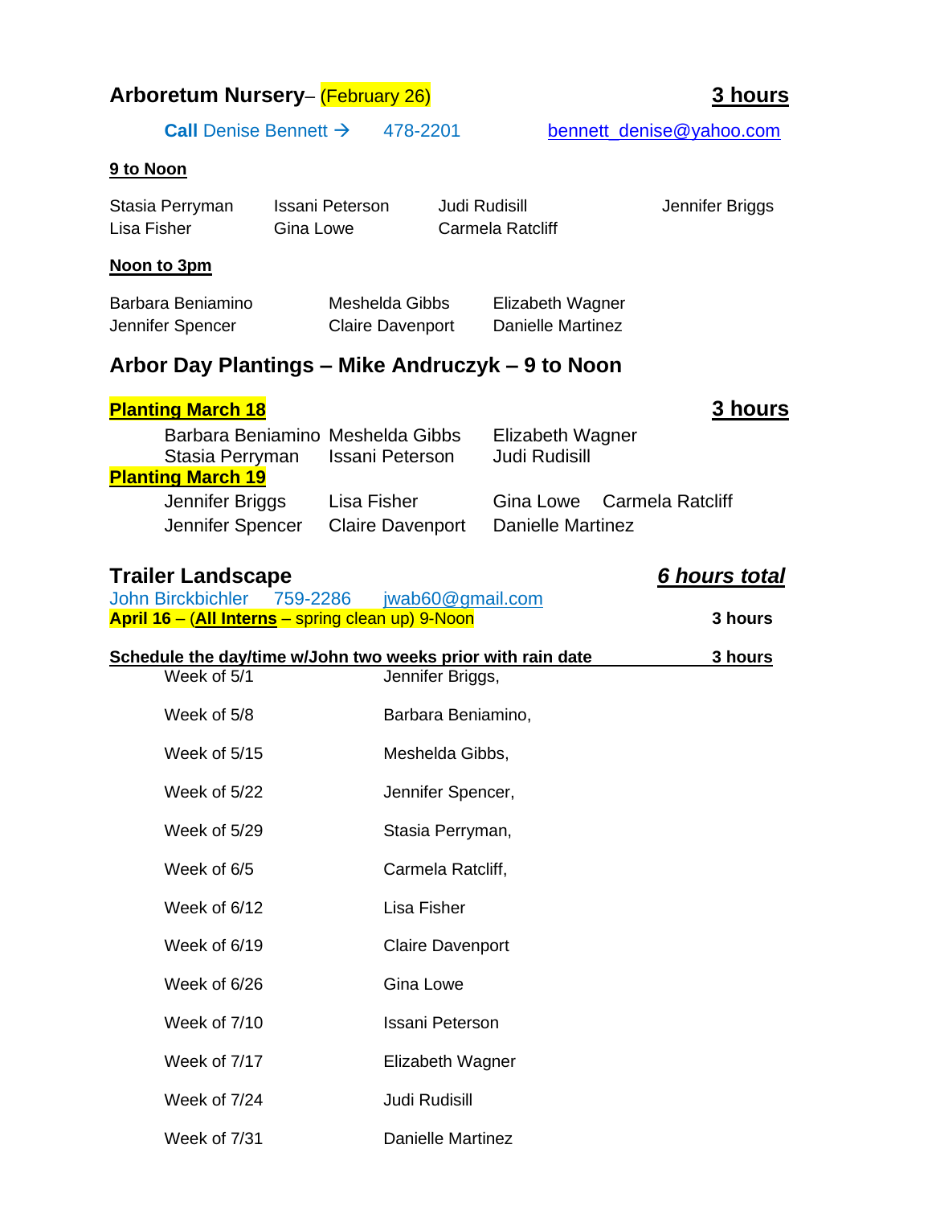## Arboretum Nursery– (February 26) **3 hours**

**Call** Denise Bennett → 478-2201 bennett_denise@yahoo.com

**9 to Noon**

Stasia Perryman Issani Peterson Judi Rudisill Jennifer Briggs
Lisa Fisher Gina Lowe Carmela Ratcliff

**Noon to 3pm**

Barbara Beniamino Meshelda Gibbs Elizabeth Wagner
Jennifer Spencer Claire Davenport Danielle Martinez

## Arbor Day Plantings – Mike Andruczyk – 9 to Noon

**Planting March 18** **3 hours**

Barbara Beniamino Meshelda Gibbs Elizabeth Wagner
Stasia Perryman Issani Peterson Judi Rudisill

**Planting March 19**

Jennifer Briggs Lisa Fisher Gina Lowe Carmela Ratcliff
Jennifer Spencer Claire Davenport Danielle Martinez

## Trailer Landscape ***6 hours total***

John Birckbichler 759-2286 jwab60@gmail.com

**April 16 – (All Interns – spring clean up) 9-Noon** **3 hours**

**Schedule the day/time w/John two weeks prior with rain date** **3 hours**

| Week | Intern |
|---|---|
| Week of 5/1 | Jennifer Briggs, |
| Week of 5/8 | Barbara Beniamino, |
| Week of 5/15 | Meshelda Gibbs, |
| Week of 5/22 | Jennifer Spencer, |
| Week of 5/29 | Stasia Perryman, |
| Week of 6/5 | Carmela Ratcliff, |
| Week of 6/12 | Lisa Fisher |
| Week of 6/19 | Claire Davenport |
| Week of 6/26 | Gina Lowe |
| Week of 7/10 | Issani Peterson |
| Week of 7/17 | Elizabeth Wagner |
| Week of 7/24 | Judi Rudisill |
| Week of 7/31 | Danielle Martinez |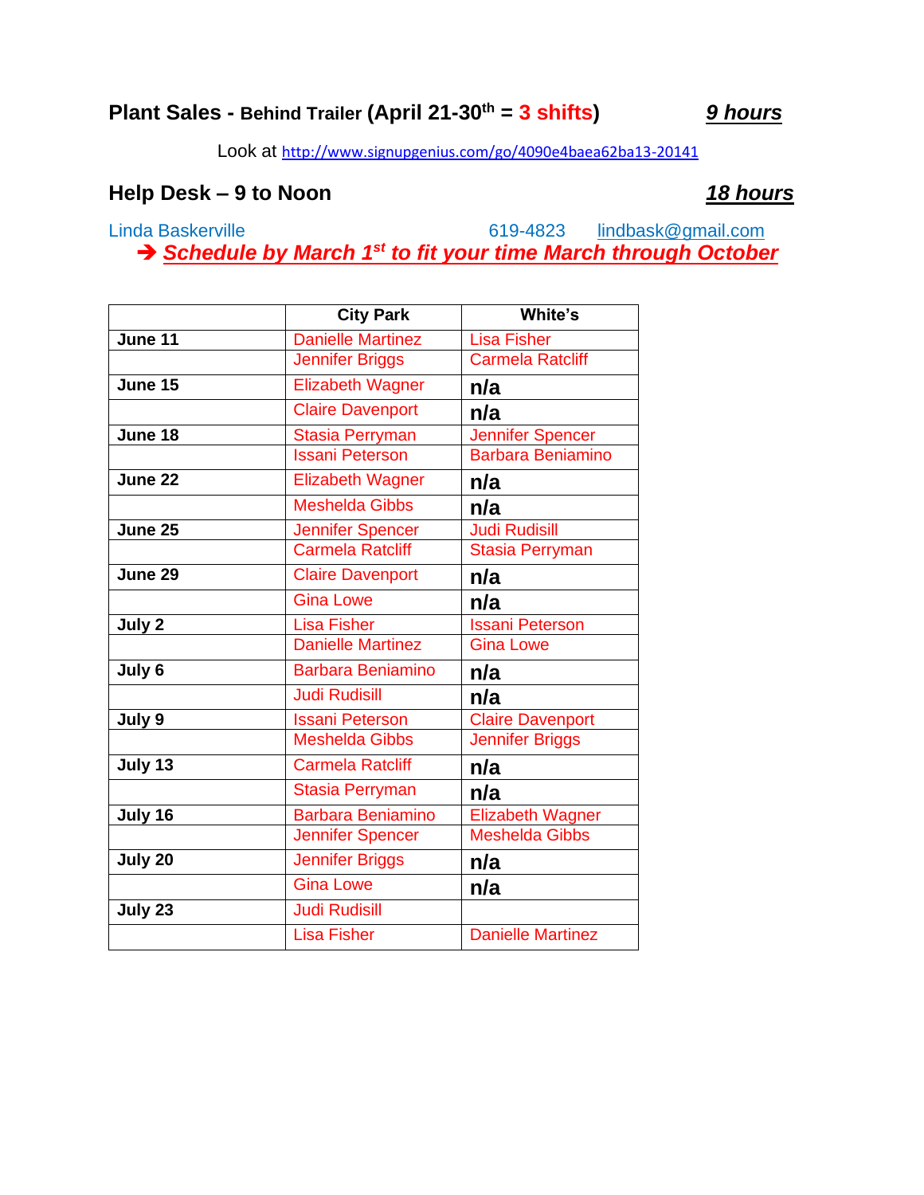**Plant Sales - Behind Trailer (April 21-30th = 3 shifts)** ***9 hours***

Look at http://www.signupgenius.com/go/4090e4baea62ba13-20141

**Help Desk – 9 to Noon** ***18 hours***

Linda Baskerville 619-4823 lindbask@gmail.com

➔ ***Schedule by March 1st to fit your time March through October***

| | City Park | White's |
|---|---|---|
| **June 11** | Danielle Martinez | Lisa Fisher |
| | Jennifer Briggs | Carmela Ratcliff |
| **June 15** | Elizabeth Wagner | **n/a** |
| | Claire Davenport | **n/a** |
| **June 18** | Stasia Perryman | Jennifer Spencer |
| | Issani Peterson | Barbara Beniamino |
| **June 22** | Elizabeth Wagner | **n/a** |
| | Meshelda Gibbs | **n/a** |
| **June 25** | Jennifer Spencer | Judi Rudisill |
| | Carmela Ratcliff | Stasia Perryman |
| **June 29** | Claire Davenport | **n/a** |
| | Gina Lowe | **n/a** |
| **July 2** | Lisa Fisher | Issani Peterson |
| | Danielle Martinez | Gina Lowe |
| **July 6** | Barbara Beniamino | **n/a** |
| | Judi Rudisill | **n/a** |
| **July 9** | Issani Peterson | Claire Davenport |
| | Meshelda Gibbs | Jennifer Briggs |
| **July 13** | Carmela Ratcliff | **n/a** |
| | Stasia Perryman | **n/a** |
| **July 16** | Barbara Beniamino | Elizabeth Wagner |
| | Jennifer Spencer | Meshelda Gibbs |
| **July 20** | Jennifer Briggs | **n/a** |
| | Gina Lowe | **n/a** |
| **July 23** | Judi Rudisill | |
| | Lisa Fisher | Danielle Martinez |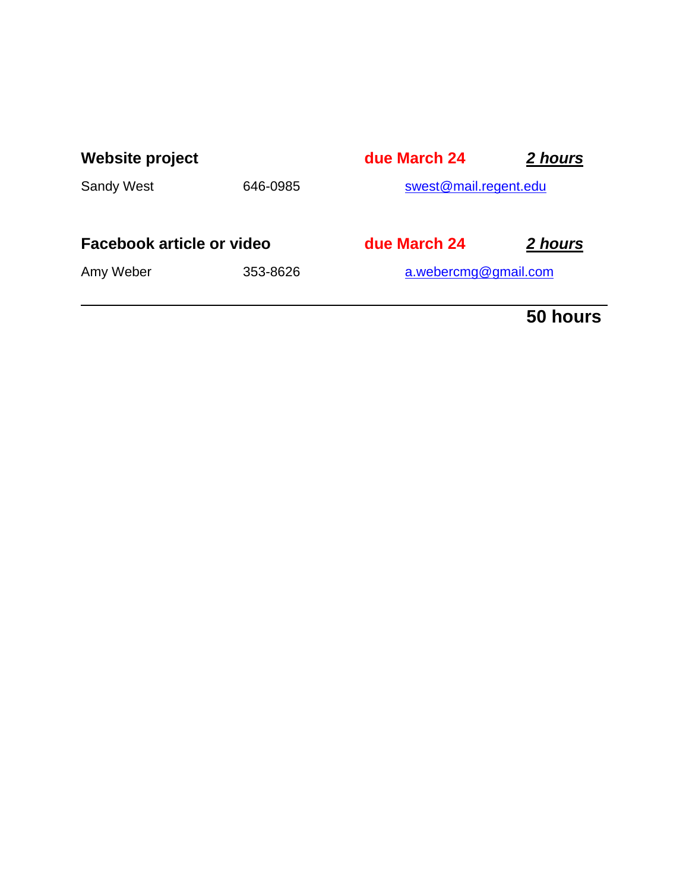| | | | |
|---|---|---|---|
| **Website project** | | **due March 24** | ***2 hours*** |
| Sandy West | 646-0985 | swest@mail.regent.edu | |
| **Facebook article or video** | | **due March 24** | ***2 hours*** |
| Amy Weber | 353-8626 | a.webercmg@gmail.com | |

---

**50 hours**